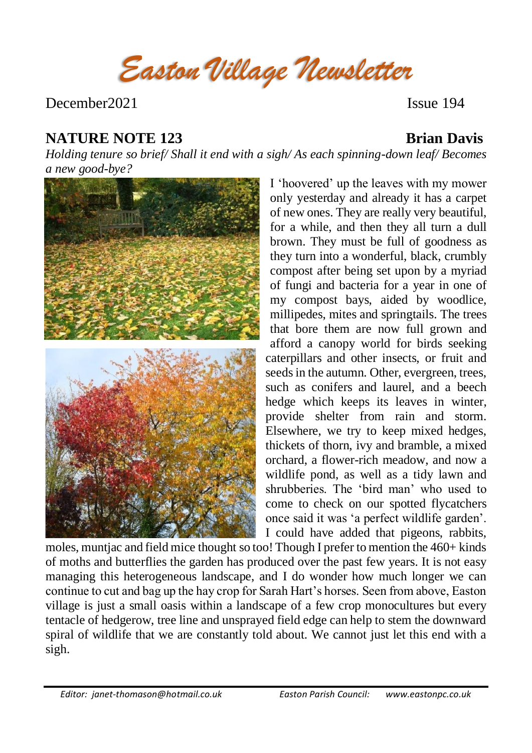# Easton Village Newsletter

December2021 Issue 194

## NATURE NOTE 123 **Brian Davis**

*Holding tenure so brief/ Shall it end with a sigh/ As each spinning-down leaf/ Becomes a new good-bye?*

I 'hoovered' up the leaves with my mower only yesterday and already it has a carpet of new ones. They are really very beautiful, for a while, and then they all turn a dull brown. They must be full of goodness as they turn into a wonderful, black, crumbly compost after being set upon by a myriad of fungi and bacteria for a year in one of my compost bays, aided by woodlice, millipedes, mites and springtails. The trees that bore them are now full grown and afford a canopy world for birds seeking caterpillars and other insects, or fruit and seeds in the autumn. Other, evergreen, trees, such as conifers and laurel, and a beech hedge which keeps its leaves in winter, provide shelter from rain and storm. Elsewhere, we try to keep mixed hedges, thickets of thorn, ivy and bramble, a mixed orchard, a flower-rich meadow, and now a wildlife pond, as well as a tidy lawn and shrubberies. The 'bird man' who used to come to check on our spotted flycatchers once said it was 'a perfect wildlife garden'. I could have added that pigeons, rabbits, moles, muntjac and field mice thought so too! Though I prefer to mention the 460+ kinds of moths and butterflies the garden has produced over the past few years. It is not easy managing this heterogeneous landscape, and I do wonder how much longer we can continue to cut and bag up the hay crop for Sarah Hart's horses. Seen from above, Easton village is just a small oasis within a landscape of a few crop monocultures but every tentacle of hedgerow, tree line and unsprayed field edge can help to stem the downward spiral of wildlife that we are constantly told about. We cannot just let this end with a sigh.

*Editor: janet-thomason@hotmail.co.uk* *Easton Parish Council: www.eastonpc.co.uk*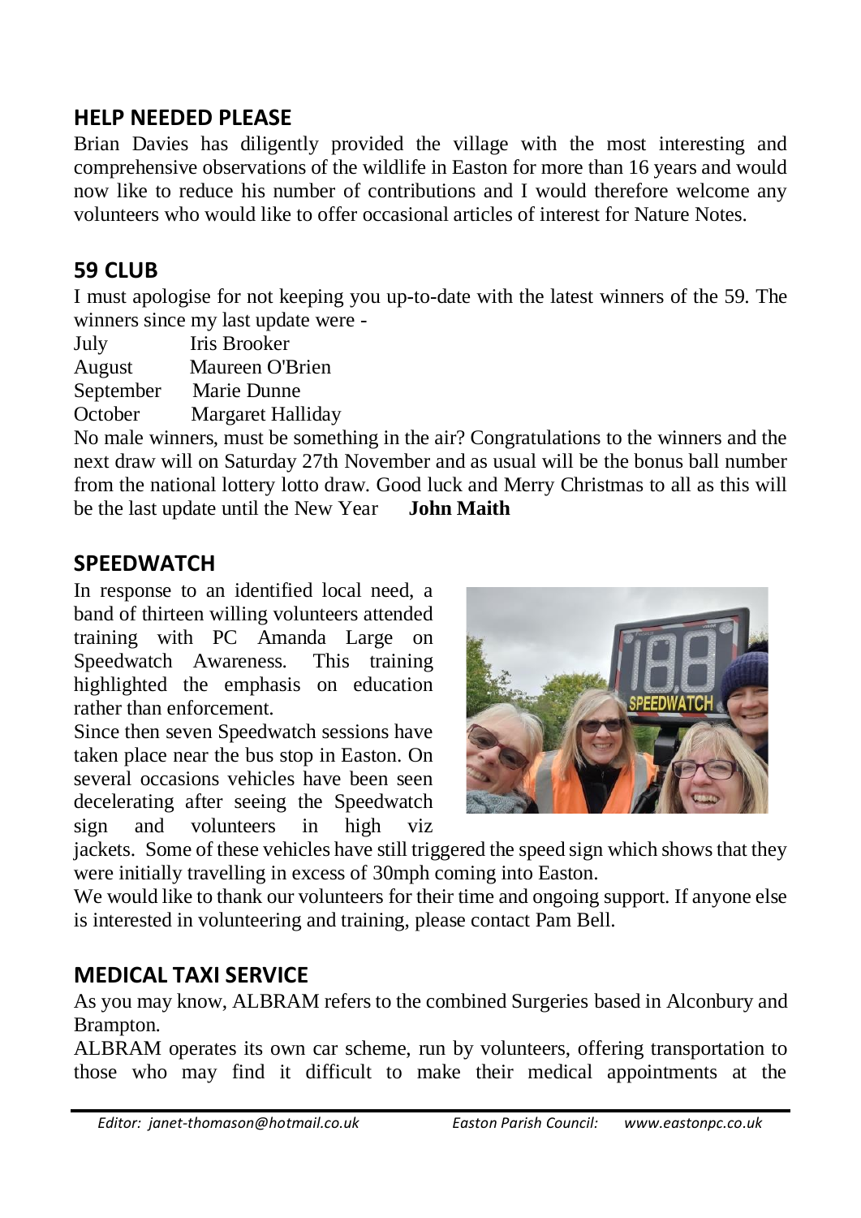## HELP NEEDED PLEASE

Brian Davies has diligently provided the village with the most interesting and comprehensive observations of the wildlife in Easton for more than 16 years and would now like to reduce his number of contributions and I would therefore welcome any volunteers who would like to offer occasional articles of interest for Nature Notes.

## 59 CLUB

I must apologise for not keeping you up-to-date with the latest winners of the 59. The winners since my last update were -

July Iris Brooker
August Maureen O'Brien
September Marie Dunne
October Margaret Halliday

No male winners, must be something in the air? Congratulations to the winners and the next draw will on Saturday 27th November and as usual will be the bonus ball number from the national lottery lotto draw. Good luck and Merry Christmas to all as this will be the last update until the New Year **John Maith**

## SPEEDWATCH

In response to an identified local need, a band of thirteen willing volunteers attended training with PC Amanda Large on Speedwatch Awareness. This training highlighted the emphasis on education rather than enforcement.

Since then seven Speedwatch sessions have taken place near the bus stop in Easton. On several occasions vehicles have been seen decelerating after seeing the Speedwatch sign and volunteers in high viz jackets. Some of these vehicles have still triggered the speed sign which shows that they were initially travelling in excess of 30mph coming into Easton.

We would like to thank our volunteers for their time and ongoing support. If anyone else is interested in volunteering and training, please contact Pam Bell.

## MEDICAL TAXI SERVICE

As you may know, ALBRAM refers to the combined Surgeries based in Alconbury and Brampton.

ALBRAM operates its own car scheme, run by volunteers, offering transportation to those who may find it difficult to make their medical appointments at the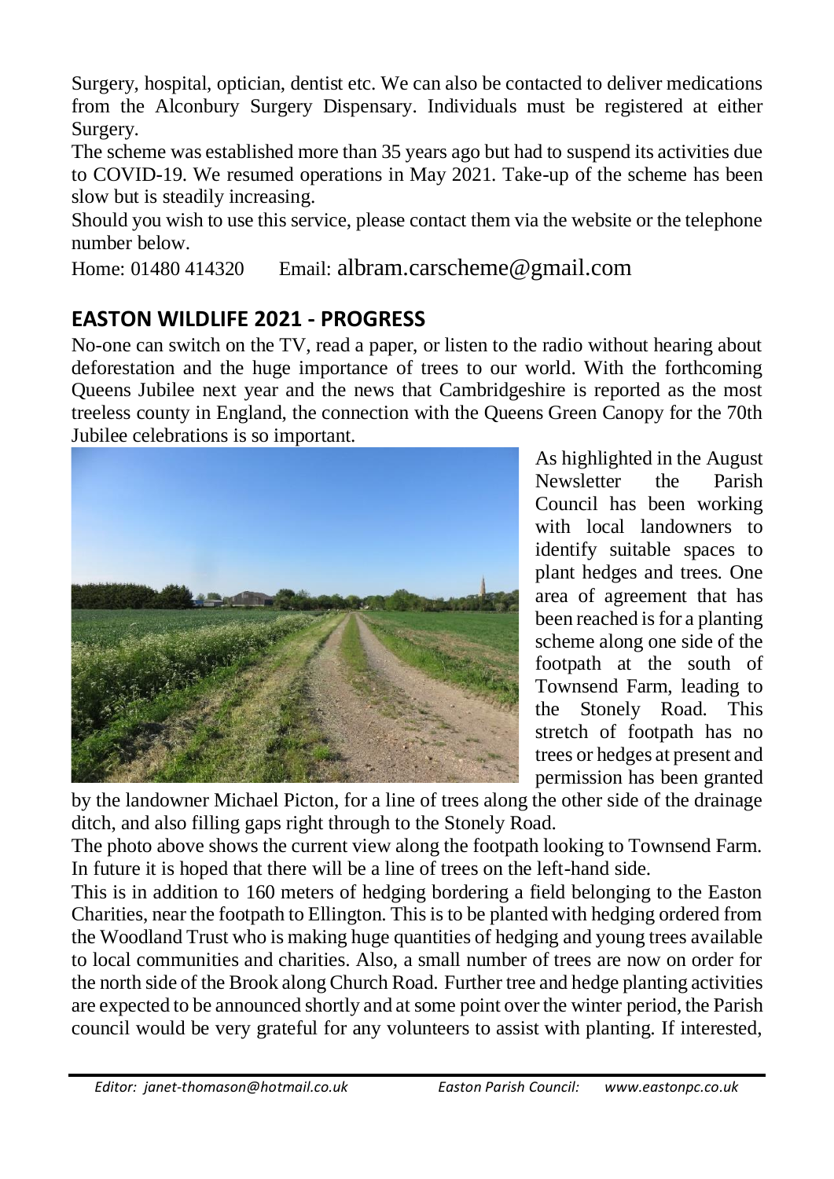Surgery, hospital, optician, dentist etc. We can also be contacted to deliver medications from the Alconbury Surgery Dispensary. Individuals must be registered at either Surgery.

The scheme was established more than 35 years ago but had to suspend its activities due to COVID-19. We resumed operations in May 2021. Take-up of the scheme has been slow but is steadily increasing.

Should you wish to use this service, please contact them via the website or the telephone number below.

Home: 01480 414320    Email: albram.carscheme@gmail.com

## EASTON WILDLIFE 2021 - PROGRESS

No-one can switch on the TV, read a paper, or listen to the radio without hearing about deforestation and the huge importance of trees to our world. With the forthcoming Queens Jubilee next year and the news that Cambridgeshire is reported as the most treeless county in England, the connection with the Queens Green Canopy for the 70th Jubilee celebrations is so important.

As highlighted in the August Newsletter the Parish Council has been working with local landowners to identify suitable spaces to plant hedges and trees. One area of agreement that has been reached is for a planting scheme along one side of the footpath at the south of Townsend Farm, leading to the Stonely Road. This stretch of footpath has no trees or hedges at present and permission has been granted by the landowner Michael Picton, for a line of trees along the other side of the drainage ditch, and also filling gaps right through to the Stonely Road.

The photo above shows the current view along the footpath looking to Townsend Farm. In future it is hoped that there will be a line of trees on the left-hand side.

This is in addition to 160 meters of hedging bordering a field belonging to the Easton Charities, near the footpath to Ellington. This is to be planted with hedging ordered from the Woodland Trust who is making huge quantities of hedging and young trees available to local communities and charities. Also, a small number of trees are now on order for the north side of the Brook along Church Road. Further tree and hedge planting activities are expected to be announced shortly and at some point over the winter period, the Parish council would be very grateful for any volunteers to assist with planting. If interested,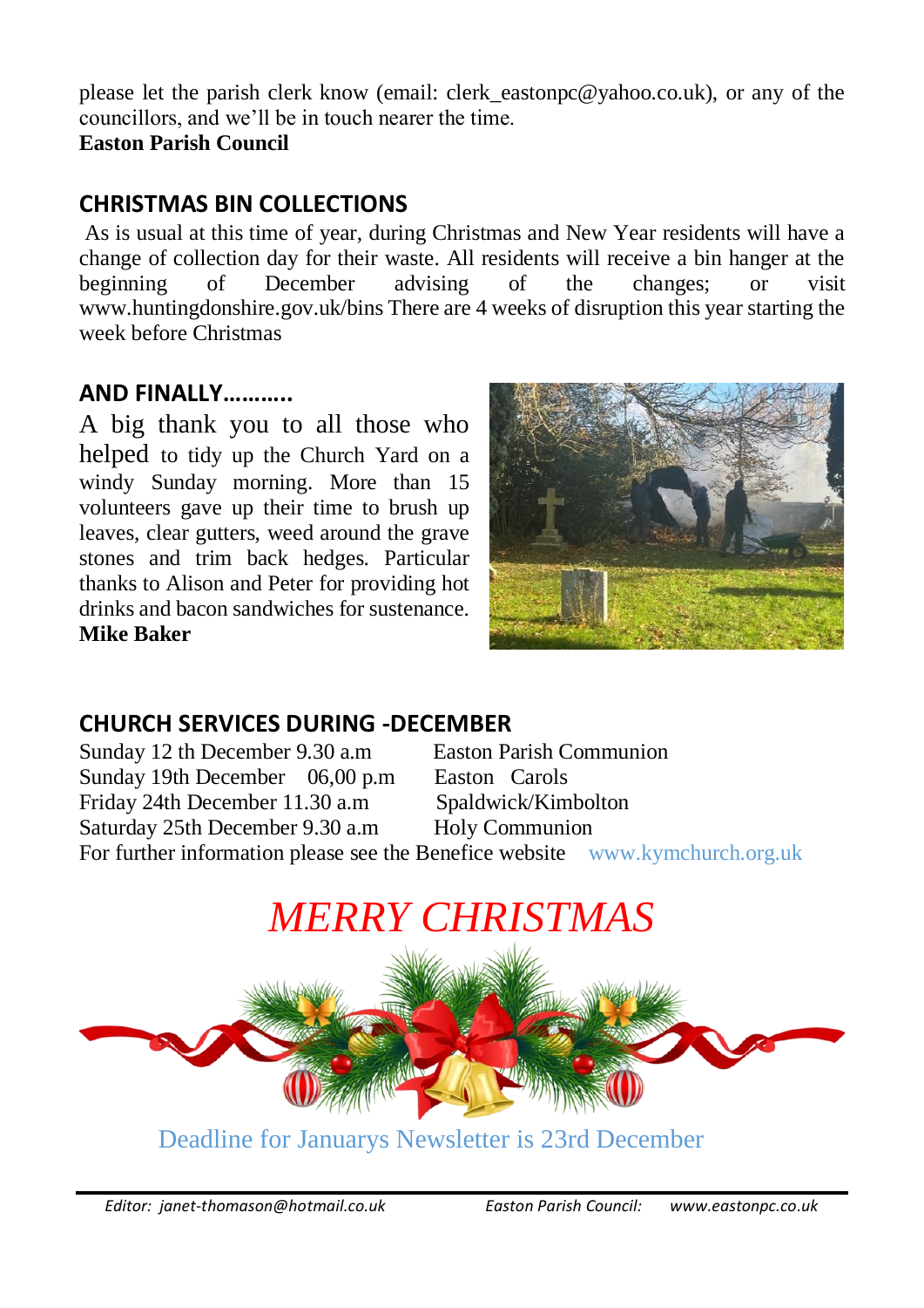please let the parish clerk know (email: clerk_eastonpc@yahoo.co.uk), or any of the councillors, and we'll be in touch nearer the time.
**Easton Parish Council**

## CHRISTMAS BIN COLLECTIONS

As is usual at this time of year, during Christmas and New Year residents will have a change of collection day for their waste. All residents will receive a bin hanger at the beginning of December advising of the changes; or visit www.huntingdonshire.gov.uk/bins There are 4 weeks of disruption this year starting the week before Christmas

## AND FINALLY………..

A big thank you to all those who helped to tidy up the Church Yard on a windy Sunday morning. More than 15 volunteers gave up their time to brush up leaves, clear gutters, weed around the grave stones and trim back hedges. Particular thanks to Alison and Peter for providing hot drinks and bacon sandwiches for sustenance.
**Mike Baker**

## CHURCH SERVICES DURING -DECEMBER

| | |
|---|---|
| Sunday 12 th December 9.30 a.m | Easton Parish Communion |
| Sunday 19th December 06,00 p.m | Easton Carols |
| Friday 24th December 11.30 a.m | Spaldwick/Kimbolton |
| Saturday 25th December 9.30 a.m | Holy Communion |

For further information please see the Benefice website www.kymchurch.org.uk

# *MERRY CHRISTMAS*

Deadline for Januarys Newsletter is 23rd December

*Editor: janet-thomason@hotmail.co.uk* *Easton Parish Council: www.eastonpc.co.uk*